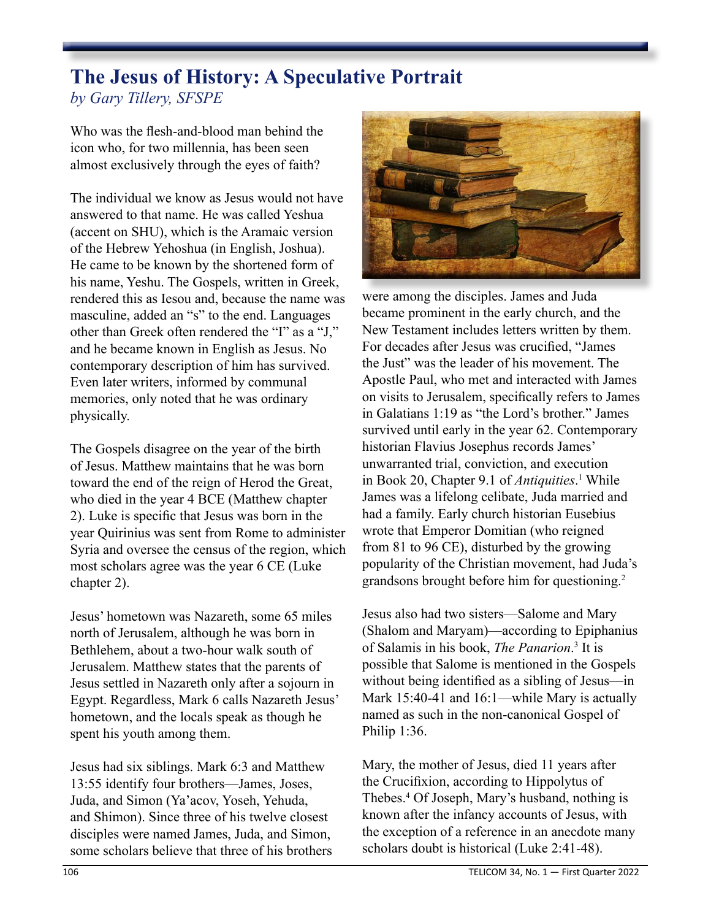# The Jesus of History: A Speculative Portrait

*by Gary Tillery, SFSPE*

Who was the flesh-and-blood man behind the icon who, for two millennia, has been seen almost exclusively through the eyes of faith?

The individual we know as Jesus would not have answered to that name. He was called Yeshua (accent on SHU), which is the Aramaic version of the Hebrew Yehoshua (in English, Joshua). He came to be known by the shortened form of his name, Yeshu. The Gospels, written in Greek, rendered this as Iesou and, because the name was masculine, added an "s" to the end. Languages other than Greek often rendered the "I" as a "J," and he became known in English as Jesus. No contemporary description of him has survived. Even later writers, informed by communal memories, only noted that he was ordinary physically.

The Gospels disagree on the year of the birth of Jesus. Matthew maintains that he was born toward the end of the reign of Herod the Great, who died in the year 4 BCE (Matthew chapter 2). Luke is specific that Jesus was born in the year Quirinius was sent from Rome to administer Syria and oversee the census of the region, which most scholars agree was the year 6 CE (Luke chapter 2).

Jesus' hometown was Nazareth, some 65 miles north of Jerusalem, although he was born in Bethlehem, about a two-hour walk south of Jerusalem. Matthew states that the parents of Jesus settled in Nazareth only after a sojourn in Egypt. Regardless, Mark 6 calls Nazareth Jesus' hometown, and the locals speak as though he spent his youth among them.

Jesus had six siblings. Mark 6:3 and Matthew 13:55 identify four brothers—James, Joses, Juda, and Simon (Ya'acov, Yoseh, Yehuda, and Shimon). Since three of his twelve closest disciples were named James, Juda, and Simon, some scholars believe that three of his brothers were among the disciples. James and Juda became prominent in the early church, and the New Testament includes letters written by them. For decades after Jesus was crucified, "James the Just" was the leader of his movement. The Apostle Paul, who met and interacted with James on visits to Jerusalem, specifically refers to James in Galatians 1:19 as "the Lord's brother." James survived until early in the year 62. Contemporary historian Flavius Josephus records James' unwarranted trial, conviction, and execution in Book 20, Chapter 9.1 of *Antiquities*.[1] While James was a lifelong celibate, Juda married and had a family. Early church historian Eusebius wrote that Emperor Domitian (who reigned from 81 to 96 CE), disturbed by the growing popularity of the Christian movement, had Juda's grandsons brought before him for questioning.[2]

Jesus also had two sisters—Salome and Mary (Shalom and Maryam)—according to Epiphanius of Salamis in his book, *The Panarion*.[3] It is possible that Salome is mentioned in the Gospels without being identified as a sibling of Jesus—in Mark 15:40-41 and 16:1—while Mary is actually named as such in the non-canonical Gospel of Philip 1:36.

Mary, the mother of Jesus, died 11 years after the Crucifixion, according to Hippolytus of Thebes.[4] Of Joseph, Mary's husband, nothing is known after the infancy accounts of Jesus, with the exception of a reference in an anecdote many scholars doubt is historical (Luke 2:41-48).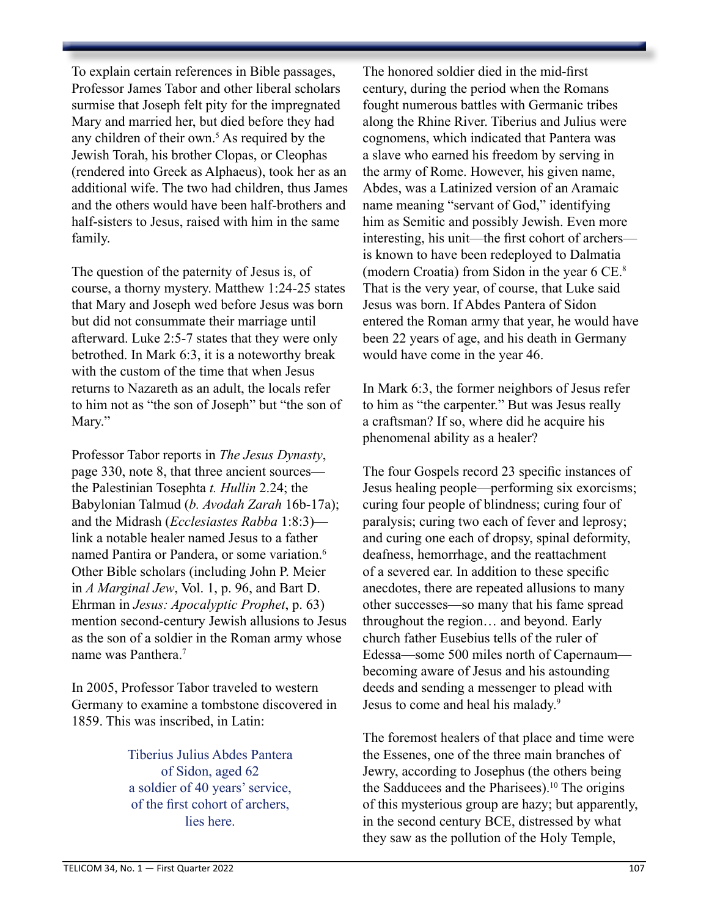To explain certain references in Bible passages, Professor James Tabor and other liberal scholars surmise that Joseph felt pity for the impregnated Mary and married her, but died before they had any children of their own.[5] As required by the Jewish Torah, his brother Clopas, or Cleophas (rendered into Greek as Alphaeus), took her as an additional wife. The two had children, thus James and the others would have been half-brothers and half-sisters to Jesus, raised with him in the same family.

The question of the paternity of Jesus is, of course, a thorny mystery. Matthew 1:24-25 states that Mary and Joseph wed before Jesus was born but did not consummate their marriage until afterward. Luke 2:5-7 states that they were only betrothed. In Mark 6:3, it is a noteworthy break with the custom of the time that when Jesus returns to Nazareth as an adult, the locals refer to him not as "the son of Joseph" but "the son of Mary."

Professor Tabor reports in *The Jesus Dynasty*, page 330, note 8, that three ancient sources—the Palestinian Tosephta *t. Hullin* 2.24; the Babylonian Talmud (*b. Avodah Zarah* 16b-17a); and the Midrash (*Ecclesiastes Rabba* 1:8:3)—link a notable healer named Jesus to a father named Pantira or Pandera, or some variation.[6] Other Bible scholars (including John P. Meier in *A Marginal Jew*, Vol. 1, p. 96, and Bart D. Ehrman in *Jesus: Apocalyptic Prophet*, p. 63) mention second-century Jewish allusions to Jesus as the son of a soldier in the Roman army whose name was Panthera.[7]

In 2005, Professor Tabor traveled to western Germany to examine a tombstone discovered in 1859. This was inscribed, in Latin:

> Tiberius Julius Abdes Pantera
> of Sidon, aged 62
> a soldier of 40 years' service,
> of the first cohort of archers,
> lies here.

The honored soldier died in the mid-first century, during the period when the Romans fought numerous battles with Germanic tribes along the Rhine River. Tiberius and Julius were cognomens, which indicated that Pantera was a slave who earned his freedom by serving in the army of Rome. However, his given name, Abdes, was a Latinized version of an Aramaic name meaning "servant of God," identifying him as Semitic and possibly Jewish. Even more interesting, his unit—the first cohort of archers—is known to have been redeployed to Dalmatia (modern Croatia) from Sidon in the year 6 CE.[8] That is the very year, of course, that Luke said Jesus was born. If Abdes Pantera of Sidon entered the Roman army that year, he would have been 22 years of age, and his death in Germany would have come in the year 46.

In Mark 6:3, the former neighbors of Jesus refer to him as "the carpenter." But was Jesus really a craftsman? If so, where did he acquire his phenomenal ability as a healer?

The four Gospels record 23 specific instances of Jesus healing people—performing six exorcisms; curing four people of blindness; curing four of paralysis; curing two each of fever and leprosy; and curing one each of dropsy, spinal deformity, deafness, hemorrhage, and the reattachment of a severed ear. In addition to these specific anecdotes, there are repeated allusions to many other successes—so many that his fame spread throughout the region… and beyond. Early church father Eusebius tells of the ruler of Edessa—some 500 miles north of Capernaum—becoming aware of Jesus and his astounding deeds and sending a messenger to plead with Jesus to come and heal his malady.[9]

The foremost healers of that place and time were the Essenes, one of the three main branches of Jewry, according to Josephus (the others being the Sadducees and the Pharisees).[10] The origins of this mysterious group are hazy; but apparently, in the second century BCE, distressed by what they saw as the pollution of the Holy Temple,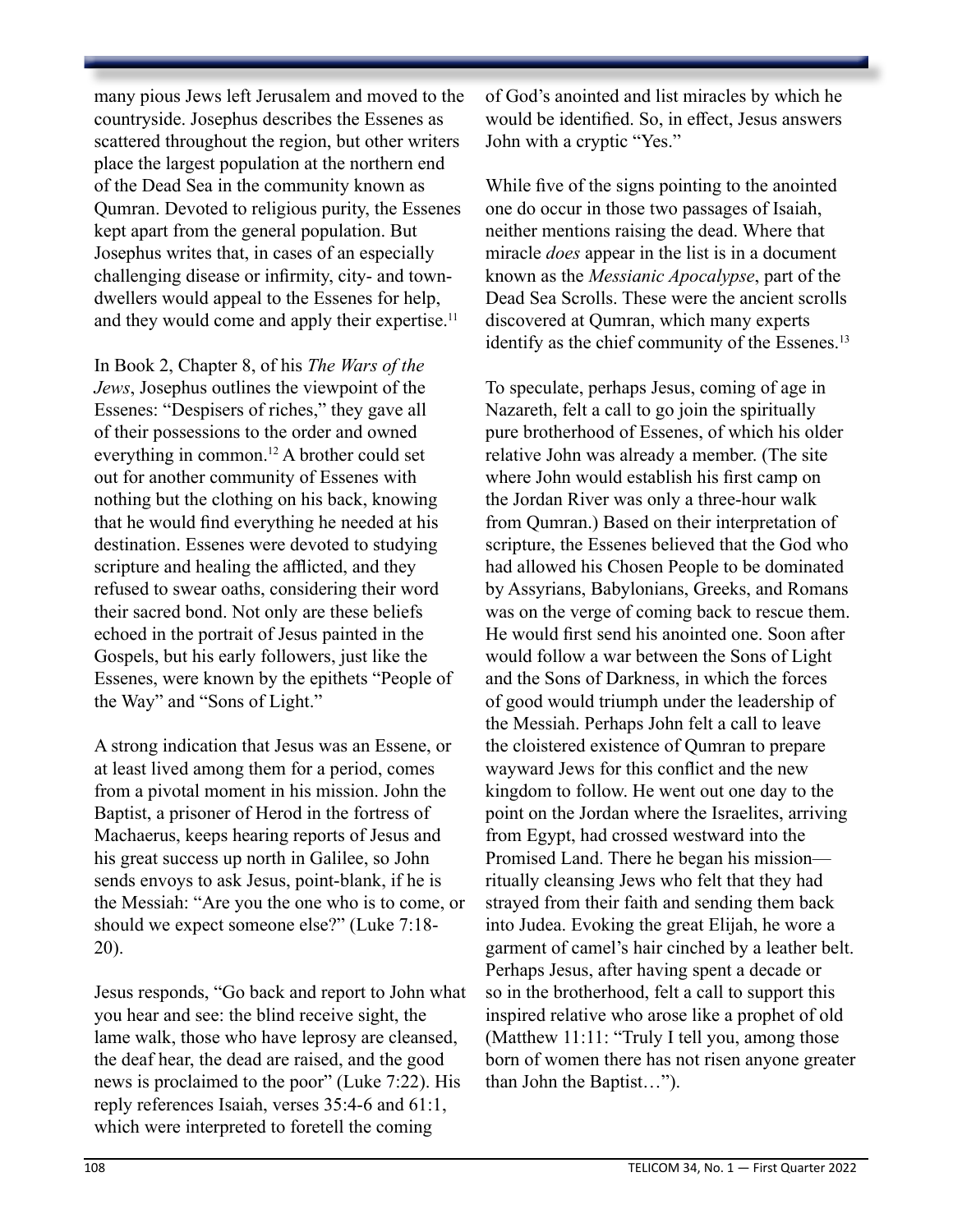many pious Jews left Jerusalem and moved to the countryside. Josephus describes the Essenes as scattered throughout the region, but other writers place the largest population at the northern end of the Dead Sea in the community known as Qumran. Devoted to religious purity, the Essenes kept apart from the general population. But Josephus writes that, in cases of an especially challenging disease or infirmity, city- and town-dwellers would appeal to the Essenes for help, and they would come and apply their expertise.[11]

In Book 2, Chapter 8, of his *The Wars of the Jews*, Josephus outlines the viewpoint of the Essenes: "Despisers of riches," they gave all of their possessions to the order and owned everything in common.[12] A brother could set out for another community of Essenes with nothing but the clothing on his back, knowing that he would find everything he needed at his destination. Essenes were devoted to studying scripture and healing the afflicted, and they refused to swear oaths, considering their word their sacred bond. Not only are these beliefs echoed in the portrait of Jesus painted in the Gospels, but his early followers, just like the Essenes, were known by the epithets "People of the Way" and "Sons of Light."

A strong indication that Jesus was an Essene, or at least lived among them for a period, comes from a pivotal moment in his mission. John the Baptist, a prisoner of Herod in the fortress of Machaerus, keeps hearing reports of Jesus and his great success up north in Galilee, so John sends envoys to ask Jesus, point-blank, if he is the Messiah: "Are you the one who is to come, or should we expect someone else?" (Luke 7:18-20).

Jesus responds, "Go back and report to John what you hear and see: the blind receive sight, the lame walk, those who have leprosy are cleansed, the deaf hear, the dead are raised, and the good news is proclaimed to the poor" (Luke 7:22). His reply references Isaiah, verses 35:4-6 and 61:1, which were interpreted to foretell the coming of God's anointed and list miracles by which he would be identified. So, in effect, Jesus answers John with a cryptic "Yes."

While five of the signs pointing to the anointed one do occur in those two passages of Isaiah, neither mentions raising the dead. Where that miracle *does* appear in the list is in a document known as the *Messianic Apocalypse*, part of the Dead Sea Scrolls. These were the ancient scrolls discovered at Qumran, which many experts identify as the chief community of the Essenes.[13]

To speculate, perhaps Jesus, coming of age in Nazareth, felt a call to go join the spiritually pure brotherhood of Essenes, of which his older relative John was already a member. (The site where John would establish his first camp on the Jordan River was only a three-hour walk from Qumran.) Based on their interpretation of scripture, the Essenes believed that the God who had allowed his Chosen People to be dominated by Assyrians, Babylonians, Greeks, and Romans was on the verge of coming back to rescue them. He would first send his anointed one. Soon after would follow a war between the Sons of Light and the Sons of Darkness, in which the forces of good would triumph under the leadership of the Messiah. Perhaps John felt a call to leave the cloistered existence of Qumran to prepare wayward Jews for this conflict and the new kingdom to follow. He went out one day to the point on the Jordan where the Israelites, arriving from Egypt, had crossed westward into the Promised Land. There he began his mission—ritually cleansing Jews who felt that they had strayed from their faith and sending them back into Judea. Evoking the great Elijah, he wore a garment of camel's hair cinched by a leather belt. Perhaps Jesus, after having spent a decade or so in the brotherhood, felt a call to support this inspired relative who arose like a prophet of old (Matthew 11:11: "Truly I tell you, among those born of women there has not risen anyone greater than John the Baptist…").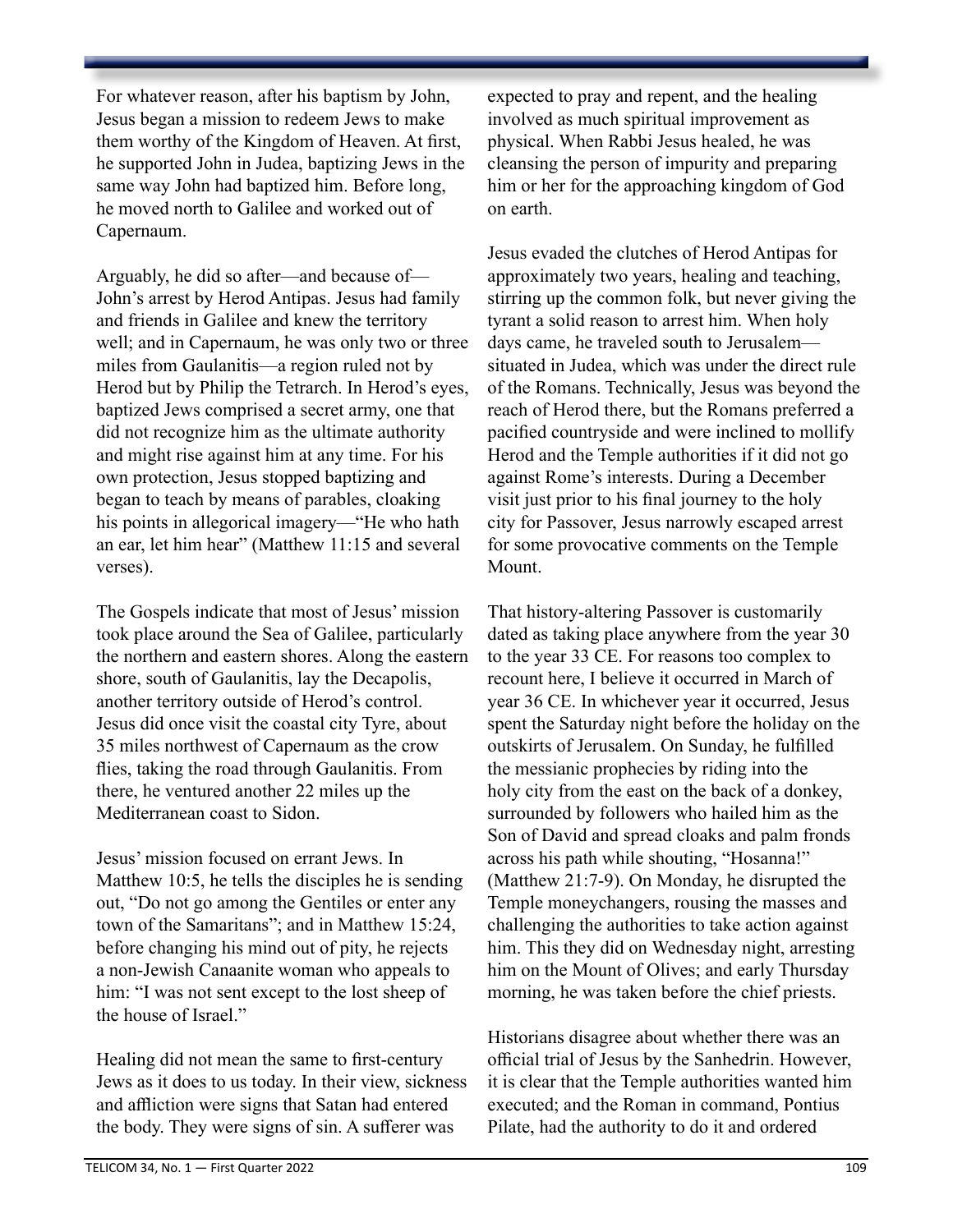For whatever reason, after his baptism by John, Jesus began a mission to redeem Jews to make them worthy of the Kingdom of Heaven. At first, he supported John in Judea, baptizing Jews in the same way John had baptized him. Before long, he moved north to Galilee and worked out of Capernaum.

Arguably, he did so after—and because of—John's arrest by Herod Antipas. Jesus had family and friends in Galilee and knew the territory well; and in Capernaum, he was only two or three miles from Gaulanitis—a region ruled not by Herod but by Philip the Tetrarch. In Herod's eyes, baptized Jews comprised a secret army, one that did not recognize him as the ultimate authority and might rise against him at any time. For his own protection, Jesus stopped baptizing and began to teach by means of parables, cloaking his points in allegorical imagery—"He who hath an ear, let him hear" (Matthew 11:15 and several verses).

The Gospels indicate that most of Jesus' mission took place around the Sea of Galilee, particularly the northern and eastern shores. Along the eastern shore, south of Gaulanitis, lay the Decapolis, another territory outside of Herod's control. Jesus did once visit the coastal city Tyre, about 35 miles northwest of Capernaum as the crow flies, taking the road through Gaulanitis. From there, he ventured another 22 miles up the Mediterranean coast to Sidon.

Jesus' mission focused on errant Jews. In Matthew 10:5, he tells the disciples he is sending out, "Do not go among the Gentiles or enter any town of the Samaritans"; and in Matthew 15:24, before changing his mind out of pity, he rejects a non-Jewish Canaanite woman who appeals to him: "I was not sent except to the lost sheep of the house of Israel."

Healing did not mean the same to first-century Jews as it does to us today. In their view, sickness and affliction were signs that Satan had entered the body. They were signs of sin. A sufferer was expected to pray and repent, and the healing involved as much spiritual improvement as physical. When Rabbi Jesus healed, he was cleansing the person of impurity and preparing him or her for the approaching kingdom of God on earth.

Jesus evaded the clutches of Herod Antipas for approximately two years, healing and teaching, stirring up the common folk, but never giving the tyrant a solid reason to arrest him. When holy days came, he traveled south to Jerusalem—situated in Judea, which was under the direct rule of the Romans. Technically, Jesus was beyond the reach of Herod there, but the Romans preferred a pacified countryside and were inclined to mollify Herod and the Temple authorities if it did not go against Rome's interests. During a December visit just prior to his final journey to the holy city for Passover, Jesus narrowly escaped arrest for some provocative comments on the Temple Mount.

That history-altering Passover is customarily dated as taking place anywhere from the year 30 to the year 33 CE. For reasons too complex to recount here, I believe it occurred in March of year 36 CE. In whichever year it occurred, Jesus spent the Saturday night before the holiday on the outskirts of Jerusalem. On Sunday, he fulfilled the messianic prophecies by riding into the holy city from the east on the back of a donkey, surrounded by followers who hailed him as the Son of David and spread cloaks and palm fronds across his path while shouting, "Hosanna!" (Matthew 21:7-9). On Monday, he disrupted the Temple moneychangers, rousing the masses and challenging the authorities to take action against him. This they did on Wednesday night, arresting him on the Mount of Olives; and early Thursday morning, he was taken before the chief priests.

Historians disagree about whether there was an official trial of Jesus by the Sanhedrin. However, it is clear that the Temple authorities wanted him executed; and the Roman in command, Pontius Pilate, had the authority to do it and ordered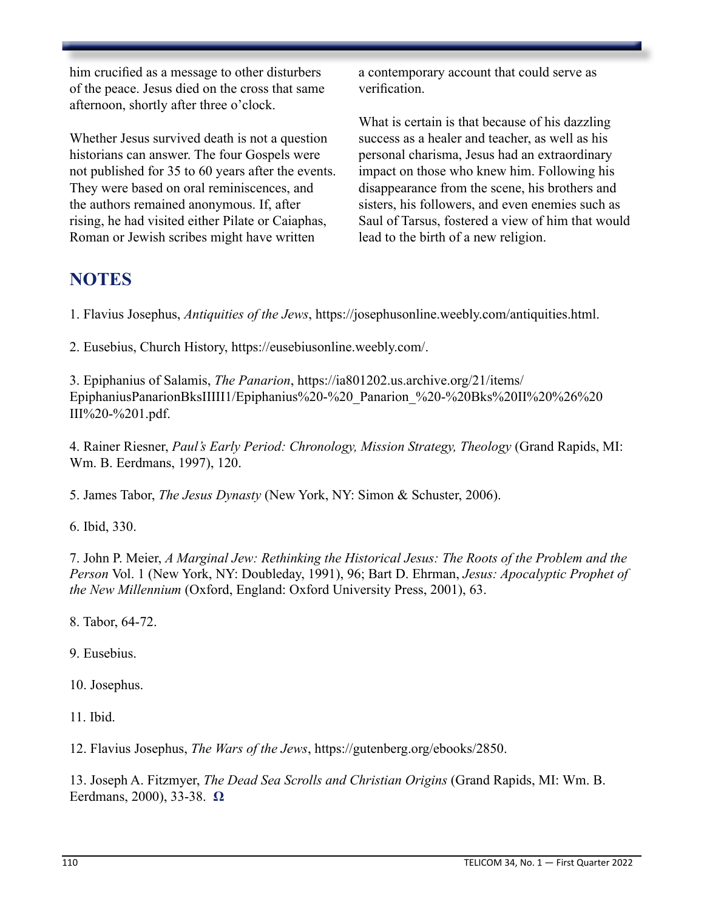him crucified as a message to other disturbers of the peace. Jesus died on the cross that same afternoon, shortly after three o'clock.

Whether Jesus survived death is not a question historians can answer. The four Gospels were not published for 35 to 60 years after the events. They were based on oral reminiscences, and the authors remained anonymous. If, after rising, he had visited either Pilate or Caiaphas, Roman or Jewish scribes might have written a contemporary account that could serve as verification.

What is certain is that because of his dazzling success as a healer and teacher, as well as his personal charisma, Jesus had an extraordinary impact on those who knew him. Following his disappearance from the scene, his brothers and sisters, his followers, and even enemies such as Saul of Tarsus, fostered a view of him that would lead to the birth of a new religion.

## NOTES

1. Flavius Josephus, *Antiquities of the Jews*, https://josephusonline.weebly.com/antiquities.html.

2. Eusebius, Church History, https://eusebiusonline.weebly.com/.

3. Epiphanius of Salamis, *The Panarion*, https://ia801202.us.archive.org/21/items/EpiphaniusPanarionBksIIIII1/Epiphanius%20-%20_Panarion_%20-%20Bks%20II%20%26%20III%20-%201.pdf.

4. Rainer Riesner, *Paul's Early Period: Chronology, Mission Strategy, Theology* (Grand Rapids, MI: Wm. B. Eerdmans, 1997), 120.

5. James Tabor, *The Jesus Dynasty* (New York, NY: Simon & Schuster, 2006).

6. Ibid, 330.

7. John P. Meier, *A Marginal Jew: Rethinking the Historical Jesus: The Roots of the Problem and the Person* Vol. 1 (New York, NY: Doubleday, 1991), 96; Bart D. Ehrman, *Jesus: Apocalyptic Prophet of the New Millennium* (Oxford, England: Oxford University Press, 2001), 63.

8. Tabor, 64-72.

9. Eusebius.

10. Josephus.

11. Ibid.

12. Flavius Josephus, *The Wars of the Jews*, https://gutenberg.org/ebooks/2850.

13. Joseph A. Fitzmyer, *The Dead Sea Scrolls and Christian Origins* (Grand Rapids, MI: Wm. B. Eerdmans, 2000), 33-38. **Ω**